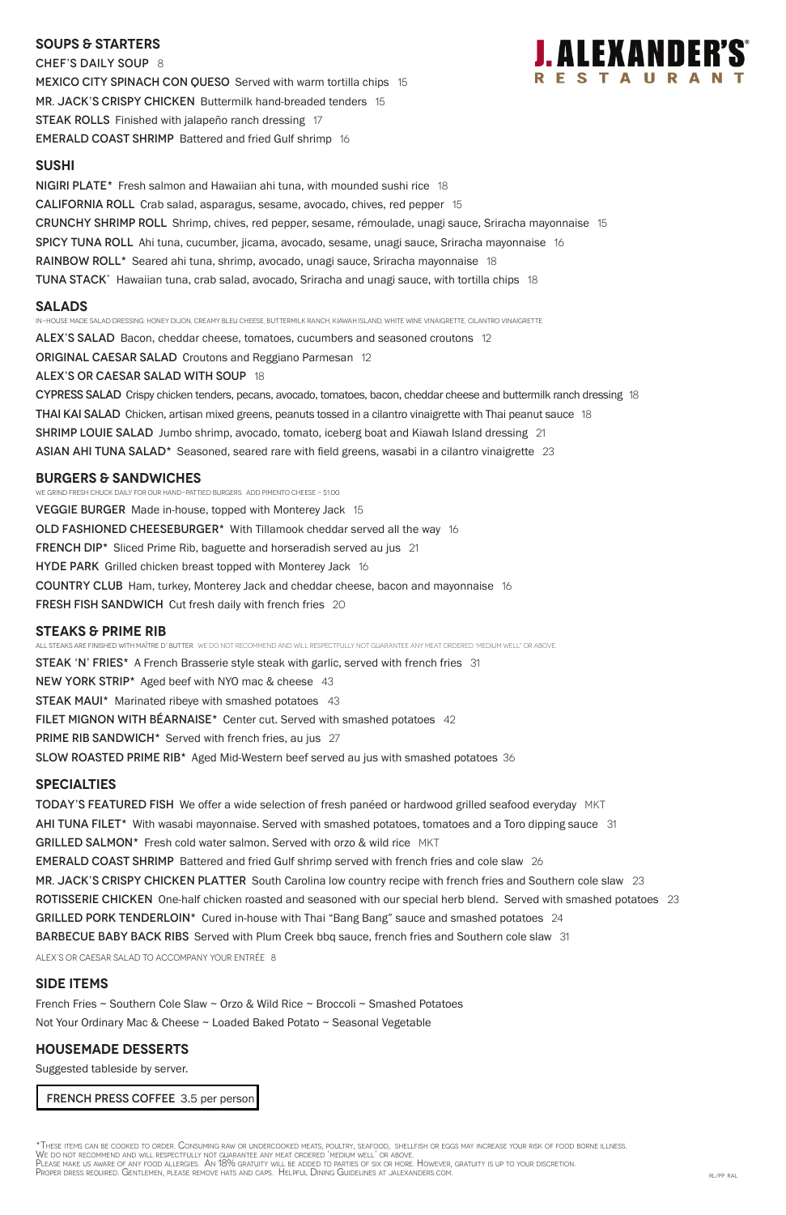# J. ALEXANDER'S®
RESTAURANT

## SOUPS & STARTERS

CHEF'S DAILY SOUP 8

MEXICO CITY SPINACH CON QUESO Served with warm tortilla chips 15

MR. JACK'S CRISPY CHICKEN Buttermilk hand-breaded tenders 15

STEAK ROLLS Finished with jalapeño ranch dressing 17

EMERALD COAST SHRIMP Battered and fried Gulf shrimp 16

## SUSHI

NIGIRI PLATE* Fresh salmon and Hawaiian ahi tuna, with mounded sushi rice 18

CALIFORNIA ROLL Crab salad, asparagus, sesame, avocado, chives, red pepper 15

CRUNCHY SHRIMP ROLL Shrimp, chives, red pepper, sesame, rémoulade, unagi sauce, Sriracha mayonnaise 15

SPICY TUNA ROLL Ahi tuna, cucumber, jicama, avocado, sesame, unagi sauce, Sriracha mayonnaise 16

RAINBOW ROLL* Seared ahi tuna, shrimp, avocado, unagi sauce, Sriracha mayonnaise 18

TUNA STACK* Hawaiian tuna, crab salad, avocado, Sriracha and unagi sauce, with tortilla chips 18

## SALADS

IN-HOUSE MADE SALAD DRESSING: HONEY DIJON, CREAMY BLEU CHEESE, BUTTERMILK RANCH, KIAWAH ISLAND, WHITE WINE VINAIGRETTE, CILANTRO VINAIGRETTE

ALEX'S SALAD Bacon, cheddar cheese, tomatoes, cucumbers and seasoned croutons 12

ORIGINAL CAESAR SALAD Croutons and Reggiano Parmesan 12

ALEX'S OR CAESAR SALAD WITH SOUP 18

CYPRESS SALAD Crispy chicken tenders, pecans, avocado, tomatoes, bacon, cheddar cheese and buttermilk ranch dressing 18

THAI KAI SALAD Chicken, artisan mixed greens, peanuts tossed in a cilantro vinaigrette with Thai peanut sauce 18

SHRIMP LOUIE SALAD Jumbo shrimp, avocado, tomato, iceberg boat and Kiawah Island dressing 21

ASIAN AHI TUNA SALAD* Seasoned, seared rare with field greens, wasabi in a cilantro vinaigrette 23

## BURGERS & SANDWICHES

WE GRIND FRESH CHUCK DAILY FOR OUR HAND-PATTIED BURGERS. ADD PIMENTO CHEESE - $1.00

VEGGIE BURGER Made in-house, topped with Monterey Jack 15

OLD FASHIONED CHEESEBURGER* With Tillamook cheddar served all the way 16

FRENCH DIP* Sliced Prime Rib, baguette and horseradish served au jus 21

HYDE PARK Grilled chicken breast topped with Monterey Jack 16

COUNTRY CLUB Ham, turkey, Monterey Jack and cheddar cheese, bacon and mayonnaise 16

FRESH FISH SANDWICH Cut fresh daily with french fries 20

## STEAKS & PRIME RIB

ALL STEAKS ARE FINISHED WITH MAÎTRE D' BUTTER. WE DO NOT RECOMMEND AND WILL RESPECTFULLY NOT GUARANTEE ANY MEAT ORDERED 'MEDIUM WELL' OR ABOVE.

STEAK 'N' FRIES* A French Brasserie style steak with garlic, served with french fries 31

NEW YORK STRIP* Aged beef with NYO mac & cheese 43

STEAK MAUI* Marinated ribeye with smashed potatoes 43

FILET MIGNON WITH BÉARNAISE* Center cut. Served with smashed potatoes 42

PRIME RIB SANDWICH* Served with french fries, au jus 27

SLOW ROASTED PRIME RIB* Aged Mid-Western beef served au jus with smashed potatoes 36

## SPECIALTIES

TODAY'S FEATURED FISH We offer a wide selection of fresh panéed or hardwood grilled seafood everyday MKT

AHI TUNA FILET* With wasabi mayonnaise. Served with smashed potatoes, tomatoes and a Toro dipping sauce 31

GRILLED SALMON* Fresh cold water salmon. Served with orzo & wild rice MKT

EMERALD COAST SHRIMP Battered and fried Gulf shrimp served with french fries and cole slaw 26

MR. JACK'S CRISPY CHICKEN PLATTER South Carolina low country recipe with french fries and Southern cole slaw 23

ROTISSERIE CHICKEN One-half chicken roasted and seasoned with our special herb blend. Served with smashed potatoes 23

GRILLED PORK TENDERLOIN* Cured in-house with Thai "Bang Bang" sauce and smashed potatoes 24

BARBECUE BABY BACK RIBS Served with Plum Creek bbq sauce, french fries and Southern cole slaw 31

ALEX'S OR CAESAR SALAD TO ACCOMPANY YOUR ENTRÉE 8

## SIDE ITEMS

French Fries ~ Southern Cole Slaw ~ Orzo & Wild Rice ~ Broccoli ~ Smashed Potatoes

Not Your Ordinary Mac & Cheese ~ Loaded Baked Potato ~ Seasonal Vegetable

## HOUSEMADE DESSERTS

Suggested tableside by server.

FRENCH PRESS COFFEE 3.5 per person

*These items can be cooked to order. Consuming raw or undercooked meats, poultry, seafood, shellfish or eggs may increase your risk of food borne illness.
We do not recommend and will respectfully not guarantee any meat ordered 'medium well' or above.
Please make us aware of any food allergies. An 18% gratuity will be added to parties of six or more. However, gratuity is up to your discretion.
Proper dress required. Gentlemen, please remove hats and caps. Helpful Dining Guidelines at jalexanders.com.

RL/PP RAL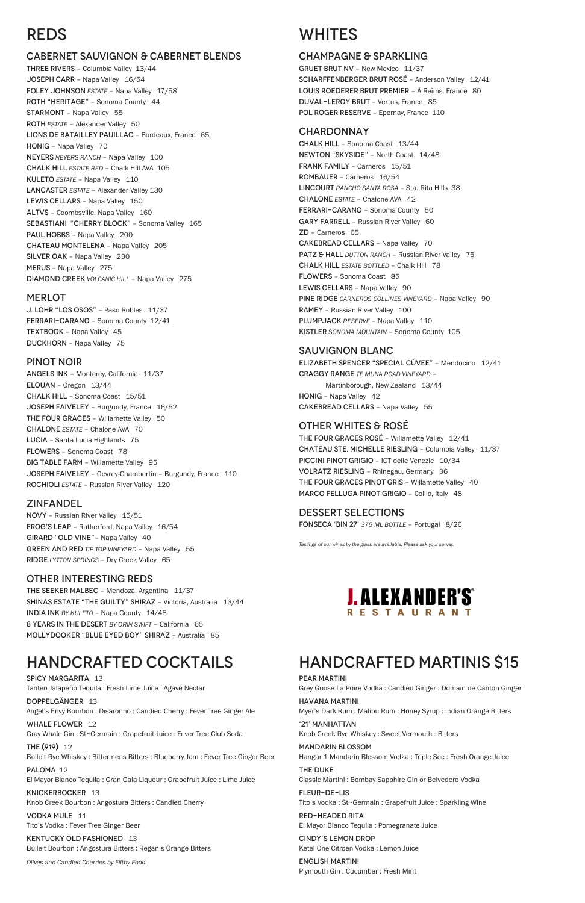# REDS

## CABERNET SAUVIGNON & CABERNET BLENDS

THREE RIVERS – Columbia Valley 13/44
JOSEPH CARR – Napa Valley 16/54
FOLEY JOHNSON *ESTATE* – Napa Valley 17/58
ROTH "HERITAGE" – Sonoma County 44
STARMONT – Napa Valley 55
ROTH *ESTATE* – Alexander Valley 50
LIONS DE BATAILLEY PAUILLAC – Bordeaux, France 65
HONIG – Napa Valley 70
NEYERS *NEYERS RANCH* – Napa Valley 100
CHALK HILL *ESTATE RED* – Chalk Hill AVA 105
KULETO *ESTATE* – Napa Valley 110
LANCASTER *ESTATE* – Alexander Valley 130
LEWIS CELLARS – Napa Valley 150
ALTVS – Coombsville, Napa Valley 160
SEBASTIANI "CHERRY BLOCK" – Sonoma Valley 165
PAUL HOBBS – Napa Valley 200
CHATEAU MONTELENA – Napa Valley 205
SILVER OAK – Napa Valley 230
MERUS – Napa Valley 275
DIAMOND CREEK *VOLCANIC HILL* – Napa Valley 275

## MERLOT

J. LOHR "LOS OSOS" – Paso Robles 11/37
FERRARI-CARANO – Sonoma County 12/41
TEXTBOOK – Napa Valley 45
DUCKHORN – Napa Valley 75

## PINOT NOIR

ANGELS INK – Monterey, California 11/37
ELOUAN – Oregon 13/44
CHALK HILL – Sonoma Coast 15/51
JOSEPH FAIVELEY – Burgundy, France 16/52
THE FOUR GRACES – Willamette Valley 50
CHALONE *ESTATE* – Chalone AVA 70
LUCIA – Santa Lucia Highlands 75
FLOWERS – Sonoma Coast 78
BIG TABLE FARM – Willamette Valley 95
JOSEPH FAIVELEY – Gevrey-Chambertin – Burgundy, France 110
ROCHIOLI *ESTATE* – Russian River Valley 120

## ZINFANDEL

NOVY – Russian River Valley 15/51
FROG'S LEAP – Rutherford, Napa Valley 16/54
GIRARD "OLD VINE"– Napa Valley 40
GREEN AND RED *TIP TOP VINEYARD* – Napa Valley 55
RIDGE *LYTTON SPRINGS* – Dry Creek Valley 65

## OTHER INTERESTING REDS

THE SEEKER MALBEC – Mendoza, Argentina 11/37
SHINAS ESTATE "THE GUILTY" SHIRAZ – Victoria, Australia 13/44
INDIA INK *BY KULETO* – Napa County 14/48
8 YEARS IN THE DESERT *BY ORIN SWIFT* – California 65
MOLLYDOOKER "BLUE EYED BOY" SHIRAZ – Australia 85

# WHITES

## CHAMPAGNE & SPARKLING

GRUET BRUT NV – New Mexico 11/37
SCHARFFENBERGER BRUT ROSÉ – Anderson Valley 12/41
LOUIS ROEDERER BRUT PREMIER – Á Reims, France 80
DUVAL-LEROY BRUT – Vertus, France 85
POL ROGER RESERVE – Epernay, France 110

## CHARDONNAY

CHALK HILL – Sonoma Coast 13/44
NEWTON "SKYSIDE" – North Coast 14/48
FRANK FAMILY – Carneros 15/51
ROMBAUER – Carneros 16/54
LINCOURT *RANCHO SANTA ROSA* – Sta. Rita Hills 38
CHALONE *ESTATE* – Chalone AVA 42
FERRARI-CARANO – Sonoma County 50
GARY FARRELL – Russian River Valley 60
ZD – Carneros 65
CAKEBREAD CELLARS – Napa Valley 70
PATZ & HALL *DUTTON RANCH* – Russian River Valley 75
CHALK HILL *ESTATE BOTTLED* – Chalk Hill 78
FLOWERS – Sonoma Coast 85
LEWIS CELLARS – Napa Valley 90
PINE RIDGE *CARNEROS COLLINES VINEYARD* – Napa Valley 90
RAMEY – Russian River Valley 100
PLUMPJACK *RESERVE* – Napa Valley 110
KISTLER *SONOMA MOUNTAIN* – Sonoma County 105

## SAUVIGNON BLANC

ELIZABETH SPENCER "SPECIAL CÚVEE" – Mendocino 12/41
CRAGGY RANGE *TE MUNA ROAD VINEYARD* – Martinborough, New Zealand 13/44
HONIG – Napa Valley 42
CAKEBREAD CELLARS – Napa Valley 55

## OTHER WHITES & ROSÉ

THE FOUR GRACES ROSÉ – Willamette Valley 12/41
CHATEAU STE. MICHELLE RIESLING – Columbia Valley 11/37
PICCINI PINOT GRIGIO – IGT delle Venezie 10/34
VOLRATZ RIESLING – Rhinegau, Germany 36
THE FOUR GRACES PINOT GRIS – Willamette Valley 40
MARCO FELLUGA PINOT GRIGIO – Collio, Italy 48

## DESSERT SELECTIONS

FONSECA 'BIN 27' *375 ML BOTTLE* – Portugal 8/26

*Tastings of our wines by the glass are available. Please ask your server.*

J. ALEXANDER'S RESTAURANT

# HANDCRAFTED COCKTAILS

SPICY MARGARITA 13
Tanteo Jalapeño Tequila : Fresh Lime Juice : Agave Nectar

DOPPELGÄNGER 13
Angel's Envy Bourbon : Disaronno : Candied Cherry : Fever Tree Ginger Ale

WHALE FLOWER 12
Gray Whale Gin : St~Germain : Grapefruit Juice : Fever Tree Club Soda

THE (919) 12
Bulleit Rye Whiskey : Bittermens Bitters : Blueberry Jam : Fever Tree Ginger Beer

PALOMA 12
El Mayor Blanco Tequila : Gran Gala Liqueur : Grapefruit Juice : Lime Juice

KNICKERBOCKER 13
Knob Creek Bourbon : Angostura Bitters : Candied Cherry

VODKA MULE 11
Tito's Vodka : Fever Tree Ginger Beer

KENTUCKY OLD FASHIONED 13
Bulleit Bourbon : Angostura Bitters : Regan's Orange Bitters

*Olives and Candied Cherries by Filthy Food.*

# HANDCRAFTED MARTINIS $15

PEAR MARTINI
Grey Goose La Poire Vodka : Candied Ginger : Domain de Canton Ginger

HAVANA MARTINI
Myer's Dark Rum : Malibu Rum : Honey Syrup : Indian Orange Bitters

'21' MANHATTAN
Knob Creek Rye Whiskey : Sweet Vermouth : Bitters

MANDARIN BLOSSOM
Hangar 1 Mandarin Blossom Vodka : Triple Sec : Fresh Orange Juice

THE DUKE
Classic Martini : Bombay Sapphire Gin or Belvedere Vodka

FLEUR-DE-LIS
Tito's Vodka : St~Germain : Grapefruit Juice : Sparkling Wine

RED-HEADED RITA
El Mayor Blanco Tequila : Pomegranate Juice

CINDY'S LEMON DROP
Ketel One Citroen Vodka : Lemon Juice

ENGLISH MARTINI
Plymouth Gin : Cucumber : Fresh Mint